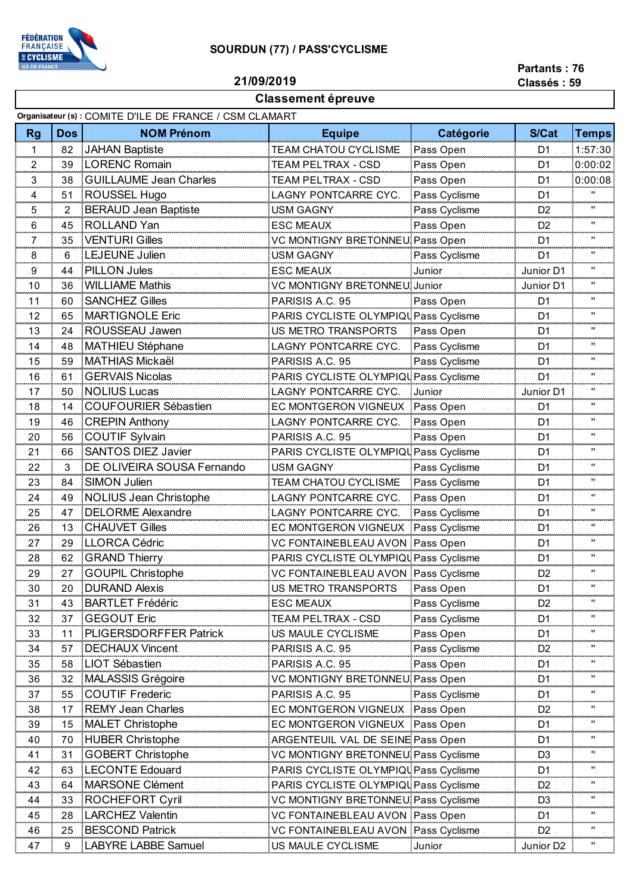# SOURDUN (77) / PASS'CYCLISME

**21/09/2019**

**Partants : 76**
**Classés : 59**

## Classement épreuve

**Organisateur (s) :** COMITE D'ILE DE FRANCE / CSM CLAMART

| Rg | Dos | NOM Prénom | Equipe | Catégorie | S/Cat | Temps |
|---|---|---|---|---|---|---|
| 1 | 82 | JAHAN Baptiste | TEAM CHATOU CYCLISME | Pass Open | D1 | 1:57:30 |
| 2 | 39 | LORENC Romain | TEAM PELTRAX - CSD | Pass Open | D1 | 0:00:02 |
| 3 | 38 | GUILLAUME Jean Charles | TEAM PELTRAX - CSD | Pass Open | D1 | 0:00:08 |
| 4 | 51 | ROUSSEL Hugo | LAGNY PONTCARRE CYC. | Pass Cyclisme | D1 | " |
| 5 | 2 | BERAUD Jean Baptiste | USM GAGNY | Pass Cyclisme | D2 | " |
| 6 | 45 | ROLLAND Yan | ESC MEAUX | Pass Open | D2 | " |
| 7 | 35 | VENTURI Gilles | VC MONTIGNY BRETONNEU | Pass Open | D1 | " |
| 8 | 6 | LEJEUNE Julien | USM GAGNY | Pass Cyclisme | D1 | " |
| 9 | 44 | PILLON Jules | ESC MEAUX | Junior | Junior D1 | " |
| 10 | 36 | WILLIAME Mathis | VC MONTIGNY BRETONNEU | Junior | Junior D1 | " |
| 11 | 60 | SANCHEZ Gilles | PARISIS A.C. 95 | Pass Open | D1 | " |
| 12 | 65 | MARTIGNOLE Eric | PARIS CYCLISTE OLYMPIQU | Pass Cyclisme | D1 | " |
| 13 | 24 | ROUSSEAU Jawen | US METRO TRANSPORTS | Pass Open | D1 | " |
| 14 | 48 | MATHIEU Stéphane | LAGNY PONTCARRE CYC. | Pass Cyclisme | D1 | " |
| 15 | 59 | MATHIAS Mickaël | PARISIS A.C. 95 | Pass Cyclisme | D1 | " |
| 16 | 61 | GERVAIS Nicolas | PARIS CYCLISTE OLYMPIQU | Pass Cyclisme | D1 | " |
| 17 | 50 | NOLIUS Lucas | LAGNY PONTCARRE CYC. | Junior | Junior D1 | " |
| 18 | 14 | COUFOURIER Sébastien | EC MONTGERON VIGNEUX | Pass Open | D1 | " |
| 19 | 46 | CREPIN Anthony | LAGNY PONTCARRE CYC. | Pass Open | D1 | " |
| 20 | 56 | COUTIF Sylvain | PARISIS A.C. 95 | Pass Open | D1 | " |
| 21 | 66 | SANTOS DIEZ Javier | PARIS CYCLISTE OLYMPIQU | Pass Cyclisme | D1 | " |
| 22 | 3 | DE OLIVEIRA SOUSA Fernando | USM GAGNY | Pass Cyclisme | D1 | " |
| 23 | 84 | SIMON Julien | TEAM CHATOU CYCLISME | Pass Cyclisme | D1 | " |
| 24 | 49 | NOLIUS Jean Christophe | LAGNY PONTCARRE CYC. | Pass Open | D1 | " |
| 25 | 47 | DELORME Alexandre | LAGNY PONTCARRE CYC. | Pass Cyclisme | D1 | " |
| 26 | 13 | CHAUVET Gilles | EC MONTGERON VIGNEUX | Pass Cyclisme | D1 | " |
| 27 | 29 | LLORCA Cédric | VC FONTAINEBLEAU AVON | Pass Open | D1 | " |
| 28 | 62 | GRAND Thierry | PARIS CYCLISTE OLYMPIQU | Pass Cyclisme | D1 | " |
| 29 | 27 | GOUPIL Christophe | VC FONTAINEBLEAU AVON | Pass Cyclisme | D2 | " |
| 30 | 20 | DURAND Alexis | US METRO TRANSPORTS | Pass Open | D1 | " |
| 31 | 43 | BARTLET Frédéric | ESC MEAUX | Pass Cyclisme | D2 | " |
| 32 | 37 | GEGOUT Eric | TEAM PELTRAX - CSD | Pass Cyclisme | D1 | " |
| 33 | 11 | PLIGERSDORFFER Patrick | US MAULE CYCLISME | Pass Open | D1 | " |
| 34 | 57 | DECHAUX Vincent | PARISIS A.C. 95 | Pass Cyclisme | D2 | " |
| 35 | 58 | LIOT Sébastien | PARISIS A.C. 95 | Pass Open | D1 | " |
| 36 | 32 | MALASSIS Grégoire | VC MONTIGNY BRETONNEU | Pass Open | D1 | " |
| 37 | 55 | COUTIF Frederic | PARISIS A.C. 95 | Pass Cyclisme | D1 | " |
| 38 | 17 | REMY Jean Charles | EC MONTGERON VIGNEUX | Pass Open | D2 | " |
| 39 | 15 | MALET Christophe | EC MONTGERON VIGNEUX | Pass Open | D1 | " |
| 40 | 70 | HUBER Christophe | ARGENTEUIL VAL DE SEINE | Pass Open | D1 | " |
| 41 | 31 | GOBERT Christophe | VC MONTIGNY BRETONNEU | Pass Cyclisme | D3 | " |
| 42 | 63 | LECONTE Edouard | PARIS CYCLISTE OLYMPIQU | Pass Cyclisme | D1 | " |
| 43 | 64 | MARSONE Clément | PARIS CYCLISTE OLYMPIQU | Pass Cyclisme | D2 | " |
| 44 | 33 | ROCHEFORT Cyril | VC MONTIGNY BRETONNEU | Pass Cyclisme | D3 | " |
| 45 | 28 | LARCHEZ Valentin | VC FONTAINEBLEAU AVON | Pass Open | D1 | " |
| 46 | 25 | BESCOND Patrick | VC FONTAINEBLEAU AVON | Pass Cyclisme | D2 | " |
| 47 | 9 | LABYRE LABBE Samuel | US MAULE CYCLISME | Junior | Junior D2 | " |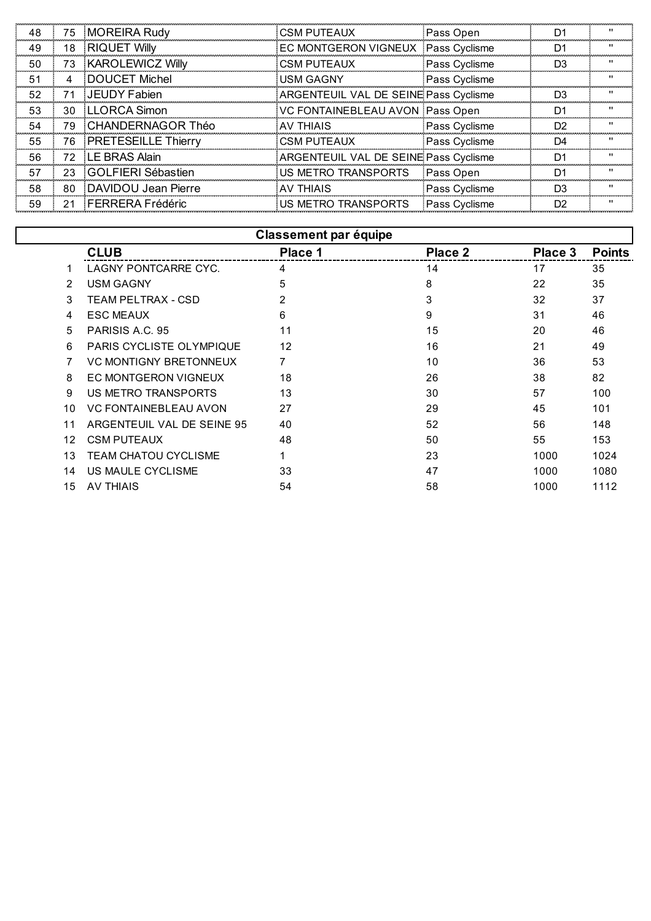| | | | | | | |
|---|---|---|---|---|---|---|
| 48 | 75 | MOREIRA Rudy | CSM PUTEAUX | Pass Open | D1 | " |
| 49 | 18 | RIQUET Willy | EC MONTGERON VIGNEUX | Pass Cyclisme | D1 | " |
| 50 | 73 | KAROLEWICZ Willy | CSM PUTEAUX | Pass Cyclisme | D3 | " |
| 51 | 4 | DOUCET Michel | USM GAGNY | Pass Cyclisme | | " |
| 52 | 71 | JEUDY Fabien | ARGENTEUIL VAL DE SEINE | Pass Cyclisme | D3 | " |
| 53 | 30 | LLORCA Simon | VC FONTAINEBLEAU AVON | Pass Open | D1 | " |
| 54 | 79 | CHANDERNAGOR Théo | AV THIAIS | Pass Cyclisme | D2 | " |
| 55 | 76 | PRETESEILLE Thierry | CSM PUTEAUX | Pass Cyclisme | D4 | " |
| 56 | 72 | LE BRAS Alain | ARGENTEUIL VAL DE SEINE | Pass Cyclisme | D1 | " |
| 57 | 23 | GOLFIERI Sébastien | US METRO TRANSPORTS | Pass Open | D1 | " |
| 58 | 80 | DAVIDOU Jean Pierre | AV THIAIS | Pass Cyclisme | D3 | " |
| 59 | 21 | FERRERA Frédéric | US METRO TRANSPORTS | Pass Cyclisme | D2 | " |

## Classement par équipe

| | CLUB | Place 1 | Place 2 | Place 3 | Points |
|---|---|---|---|---|---|
| 1 | LAGNY PONTCARRE CYC. | 4 | 14 | 17 | 35 |
| 2 | USM GAGNY | 5 | 8 | 22 | 35 |
| 3 | TEAM PELTRAX - CSD | 2 | 3 | 32 | 37 |
| 4 | ESC MEAUX | 6 | 9 | 31 | 46 |
| 5 | PARISIS A.C. 95 | 11 | 15 | 20 | 46 |
| 6 | PARIS CYCLISTE OLYMPIQUE | 12 | 16 | 21 | 49 |
| 7 | VC MONTIGNY BRETONNEUX | 7 | 10 | 36 | 53 |
| 8 | EC MONTGERON VIGNEUX | 18 | 26 | 38 | 82 |
| 9 | US METRO TRANSPORTS | 13 | 30 | 57 | 100 |
| 10 | VC FONTAINEBLEAU AVON | 27 | 29 | 45 | 101 |
| 11 | ARGENTEUIL VAL DE SEINE 95 | 40 | 52 | 56 | 148 |
| 12 | CSM PUTEAUX | 48 | 50 | 55 | 153 |
| 13 | TEAM CHATOU CYCLISME | 1 | 23 | 1000 | 1024 |
| 14 | US MAULE CYCLISME | 33 | 47 | 1000 | 1080 |
| 15 | AV THIAIS | 54 | 58 | 1000 | 1112 |